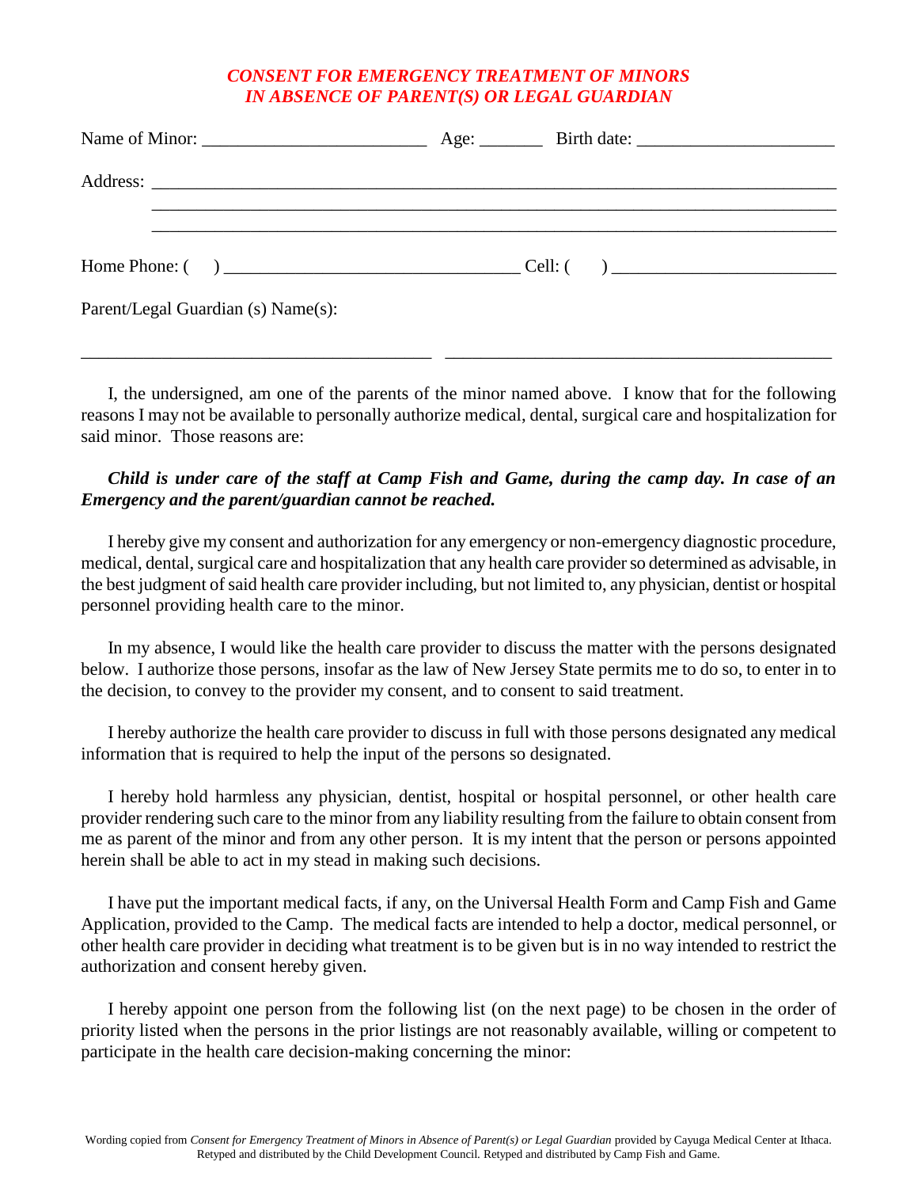# *CONSENT FOR EMERGENCY TREATMENT OF MINORS IN ABSENCE OF PARENT(S) OR LEGAL GUARDIAN*

Name of Minor: ________________________ Age: _______ Birth date: _____________________

Address: ______________________________________________________________________

______________________________________________________________________

______________________________________________________________________

Home Phone: (     ) ________________________________ Cell: (     ) ________________________

Parent/Legal Guardian (s) Name(s):

_____________________________________ __________________________________________

I, the undersigned, am one of the parents of the minor named above. I know that for the following reasons I may not be available to personally authorize medical, dental, surgical care and hospitalization for said minor. Those reasons are:

***Child is under care of the staff at Camp Fish and Game, during the camp day. In case of an Emergency and the parent/guardian cannot be reached.***

I hereby give my consent and authorization for any emergency or non-emergency diagnostic procedure, medical, dental, surgical care and hospitalization that any health care provider so determined as advisable, in the best judgment of said health care provider including, but not limited to, any physician, dentist or hospital personnel providing health care to the minor.

In my absence, I would like the health care provider to discuss the matter with the persons designated below. I authorize those persons, insofar as the law of New Jersey State permits me to do so, to enter in to the decision, to convey to the provider my consent, and to consent to said treatment.

I hereby authorize the health care provider to discuss in full with those persons designated any medical information that is required to help the input of the persons so designated.

I hereby hold harmless any physician, dentist, hospital or hospital personnel, or other health care provider rendering such care to the minor from any liability resulting from the failure to obtain consent from me as parent of the minor and from any other person. It is my intent that the person or persons appointed herein shall be able to act in my stead in making such decisions.

I have put the important medical facts, if any, on the Universal Health Form and Camp Fish and Game Application, provided to the Camp. The medical facts are intended to help a doctor, medical personnel, or other health care provider in deciding what treatment is to be given but is in no way intended to restrict the authorization and consent hereby given.

I hereby appoint one person from the following list (on the next page) to be chosen in the order of priority listed when the persons in the prior listings are not reasonably available, willing or competent to participate in the health care decision-making concerning the minor:

Wording copied from *Consent for Emergency Treatment of Minors in Absence of Parent(s) or Legal Guardian* provided by Cayuga Medical Center at Ithaca. Retyped and distributed by the Child Development Council. Retyped and distributed by Camp Fish and Game.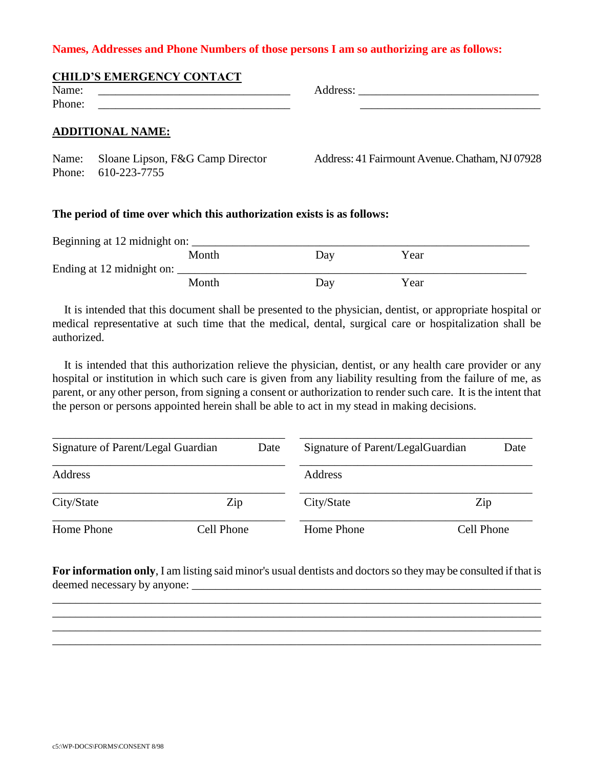**Names, Addresses and Phone Numbers of those persons I am so authorizing are as follows:**

**CHILD'S EMERGENCY CONTACT**

Name: ________________________________ Address: ______________________________

Phone: ________________________________ ______________________________

**ADDITIONAL NAME:**

Name: Sloane Lipson, F&G Camp Director Address: 41 Fairmount Avenue. Chatham, NJ 07928

Phone: 610-223-7755

**The period of time over which this authorization exists is as follows:**

Beginning at 12 midnight on: ____________________________________________
Month Day Year

Ending at 12 midnight on: ____________________________________________
Month Day Year

It is intended that this document shall be presented to the physician, dentist, or appropriate hospital or medical representative at such time that the medical, dental, surgical care or hospitalization shall be authorized.

It is intended that this authorization relieve the physician, dentist, or any health care provider or any hospital or institution in which such care is given from any liability resulting from the failure of me, as parent, or any other person, from signing a consent or authorization to render such care. It is the intent that the person or persons appointed herein shall be able to act in my stead in making decisions.

| | | | |
|---|---|---|---|
| Signature of Parent/Legal Guardian | Date | Signature of Parent/LegalGuardian | Date |
| Address | | Address | |
| City/State | Zip | City/State | Zip |
| Home Phone | Cell Phone | Home Phone | Cell Phone |

**For information only**, I am listing said minor's usual dentists and doctors so they may be consulted if that is deemed necessary by anyone: ______________________________________________________

______________________________________________________________________________

______________________________________________________________________________

______________________________________________________________________________

______________________________________________________________________________

c5:\WP-DOCS\FORMS\CONSENT 8/98